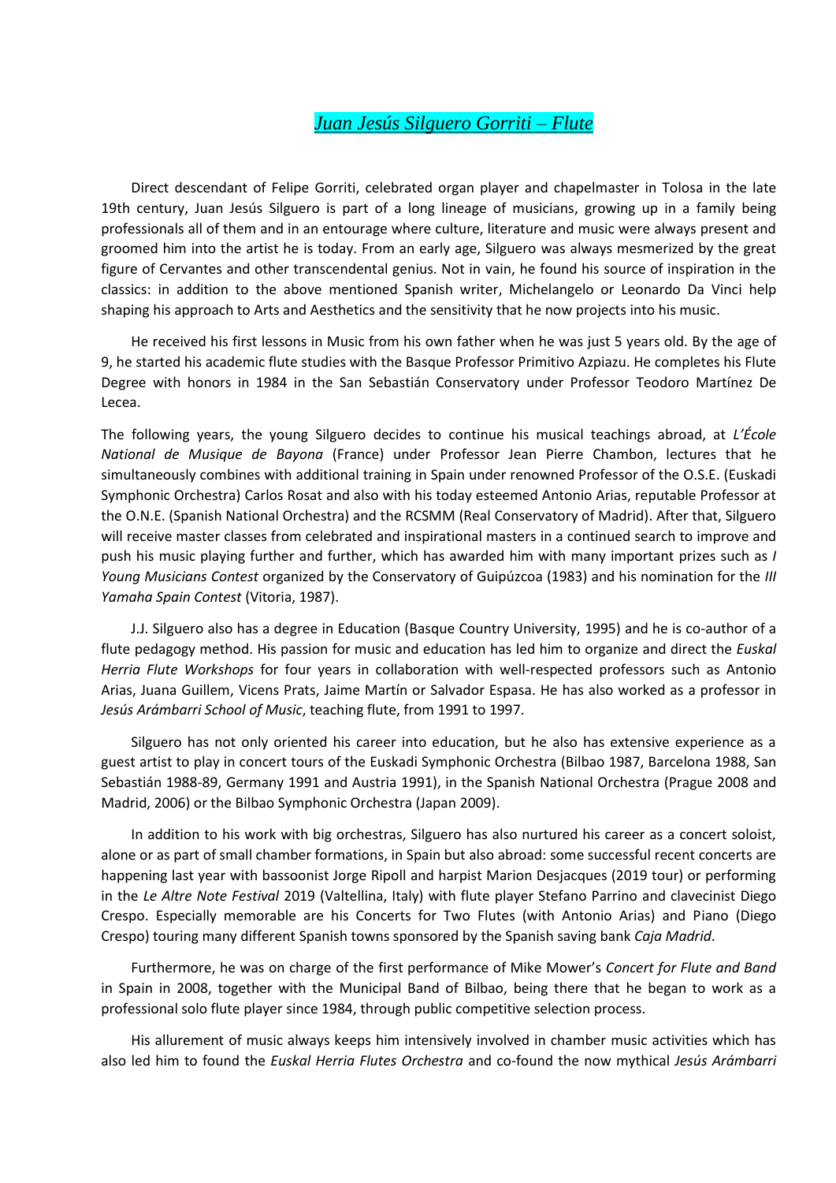# *Juan Jesús Silguero Gorriti – Flute*

Direct descendant of Felipe Gorriti, celebrated organ player and chapelmaster in Tolosa in the late 19th century, Juan Jesús Silguero is part of a long lineage of musicians, growing up in a family being professionals all of them and in an entourage where culture, literature and music were always present and groomed him into the artist he is today. From an early age, Silguero was always mesmerized by the great figure of Cervantes and other transcendental genius. Not in vain, he found his source of inspiration in the classics: in addition to the above mentioned Spanish writer, Michelangelo or Leonardo Da Vinci help shaping his approach to Arts and Aesthetics and the sensitivity that he now projects into his music.

He received his first lessons in Music from his own father when he was just 5 years old. By the age of 9, he started his academic flute studies with the Basque Professor Primitivo Azpiazu. He completes his Flute Degree with honors in 1984 in the San Sebastián Conservatory under Professor Teodoro Martínez De Lecea.

The following years, the young Silguero decides to continue his musical teachings abroad, at *L'École National de Musique de Bayona* (France) under Professor Jean Pierre Chambon, lectures that he simultaneously combines with additional training in Spain under renowned Professor of the O.S.E. (Euskadi Symphonic Orchestra) Carlos Rosat and also with his today esteemed Antonio Arias, reputable Professor at the O.N.E. (Spanish National Orchestra) and the RCSMM (Real Conservatory of Madrid). After that, Silguero will receive master classes from celebrated and inspirational masters in a continued search to improve and push his music playing further and further, which has awarded him with many important prizes such as *I Young Musicians Contest* organized by the Conservatory of Guipúzcoa (1983) and his nomination for the *III Yamaha Spain Contest* (Vitoria, 1987).

J.J. Silguero also has a degree in Education (Basque Country University, 1995) and he is co-author of a flute pedagogy method. His passion for music and education has led him to organize and direct the *Euskal Herria Flute Workshops* for four years in collaboration with well-respected professors such as Antonio Arias, Juana Guillem, Vicens Prats, Jaime Martín or Salvador Espasa. He has also worked as a professor in *Jesús Arámbarri School of Music*, teaching flute, from 1991 to 1997.

Silguero has not only oriented his career into education, but he also has extensive experience as a guest artist to play in concert tours of the Euskadi Symphonic Orchestra (Bilbao 1987, Barcelona 1988, San Sebastián 1988-89, Germany 1991 and Austria 1991), in the Spanish National Orchestra (Prague 2008 and Madrid, 2006) or the Bilbao Symphonic Orchestra (Japan 2009).

In addition to his work with big orchestras, Silguero has also nurtured his career as a concert soloist, alone or as part of small chamber formations, in Spain but also abroad: some successful recent concerts are happening last year with bassoonist Jorge Ripoll and harpist Marion Desjacques (2019 tour) or performing in the *Le Altre Note Festival* 2019 (Valtellina, Italy) with flute player Stefano Parrino and clavecinist Diego Crespo. Especially memorable are his Concerts for Two Flutes (with Antonio Arias) and Piano (Diego Crespo) touring many different Spanish towns sponsored by the Spanish saving bank *Caja Madrid*.

Furthermore, he was on charge of the first performance of Mike Mower's *Concert for Flute and Band* in Spain in 2008, together with the Municipal Band of Bilbao, being there that he began to work as a professional solo flute player since 1984, through public competitive selection process.

His allurement of music always keeps him intensively involved in chamber music activities which has also led him to found the *Euskal Herria Flutes Orchestra* and co-found the now mythical *Jesús Arámbarri*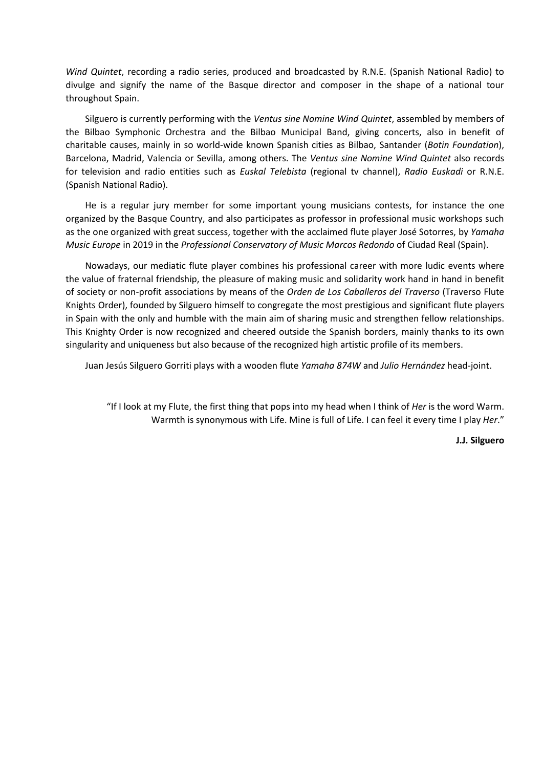*Wind Quintet*, recording a radio series, produced and broadcasted by R.N.E. (Spanish National Radio) to divulge and signify the name of the Basque director and composer in the shape of a national tour throughout Spain.

Silguero is currently performing with the *Ventus sine Nomine Wind Quintet*, assembled by members of the Bilbao Symphonic Orchestra and the Bilbao Municipal Band, giving concerts, also in benefit of charitable causes, mainly in so world-wide known Spanish cities as Bilbao, Santander (*Botin Foundation*), Barcelona, Madrid, Valencia or Sevilla, among others. The *Ventus sine Nomine Wind Quintet* also records for television and radio entities such as *Euskal Telebista* (regional tv channel), *Radio Euskadi* or R.N.E. (Spanish National Radio).

He is a regular jury member for some important young musicians contests, for instance the one organized by the Basque Country, and also participates as professor in professional music workshops such as the one organized with great success, together with the acclaimed flute player José Sotorres, by *Yamaha Music Europe* in 2019 in the *Professional Conservatory of Music Marcos Redondo* of Ciudad Real (Spain).

Nowadays, our mediatic flute player combines his professional career with more ludic events where the value of fraternal friendship, the pleasure of making music and solidarity work hand in hand in benefit of society or non-profit associations by means of the *Orden de Los Caballeros del Traverso* (Traverso Flute Knights Order), founded by Silguero himself to congregate the most prestigious and significant flute players in Spain with the only and humble with the main aim of sharing music and strengthen fellow relationships. This Knighty Order is now recognized and cheered outside the Spanish borders, mainly thanks to its own singularity and uniqueness but also because of the recognized high artistic profile of its members.

Juan Jesús Silguero Gorriti plays with a wooden flute *Yamaha 874W* and *Julio Hernández* head-joint.

> "If I look at my Flute, the first thing that pops into my head when I think of *Her* is the word Warm. Warmth is synonymous with Life. Mine is full of Life. I can feel it every time I play *Her*."
>
> **J.J. Silguero**